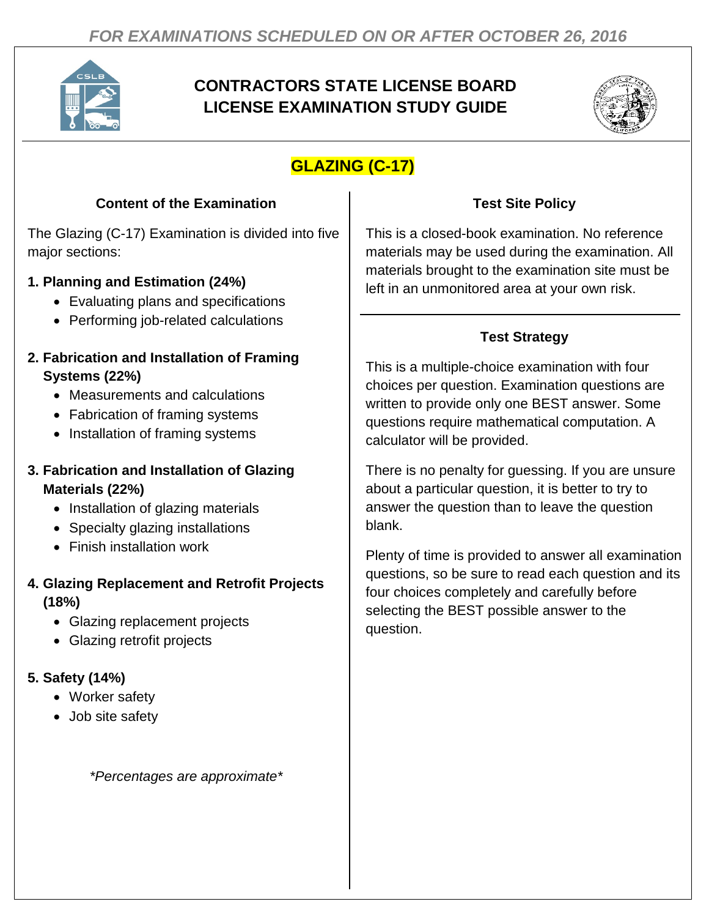*FOR EXAMINATIONS SCHEDULED ON OR AFTER OCTOBER 26, 2016*

# CONTRACTORS STATE LICENSE BOARD LICENSE EXAMINATION STUDY GUIDE

## GLAZING (C-17)

### Content of the Examination

The Glazing (C-17) Examination is divided into five major sections:

**1. Planning and Estimation (24%)**

- Evaluating plans and specifications
- Performing job-related calculations

**2. Fabrication and Installation of Framing Systems (22%)**

- Measurements and calculations
- Fabrication of framing systems
- Installation of framing systems

**3. Fabrication and Installation of Glazing Materials (22%)**

- Installation of glazing materials
- Specialty glazing installations
- Finish installation work

**4. Glazing Replacement and Retrofit Projects (18%)**

- Glazing replacement projects
- Glazing retrofit projects

**5. Safety (14%)**

- Worker safety
- Job site safety

*\*Percentages are approximate\**

### Test Site Policy

This is a closed-book examination. No reference materials may be used during the examination. All materials brought to the examination site must be left in an unmonitored area at your own risk.

### Test Strategy

This is a multiple-choice examination with four choices per question. Examination questions are written to provide only one BEST answer. Some questions require mathematical computation. A calculator will be provided.

There is no penalty for guessing. If you are unsure about a particular question, it is better to try to answer the question than to leave the question blank.

Plenty of time is provided to answer all examination questions, so be sure to read each question and its four choices completely and carefully before selecting the BEST possible answer to the question.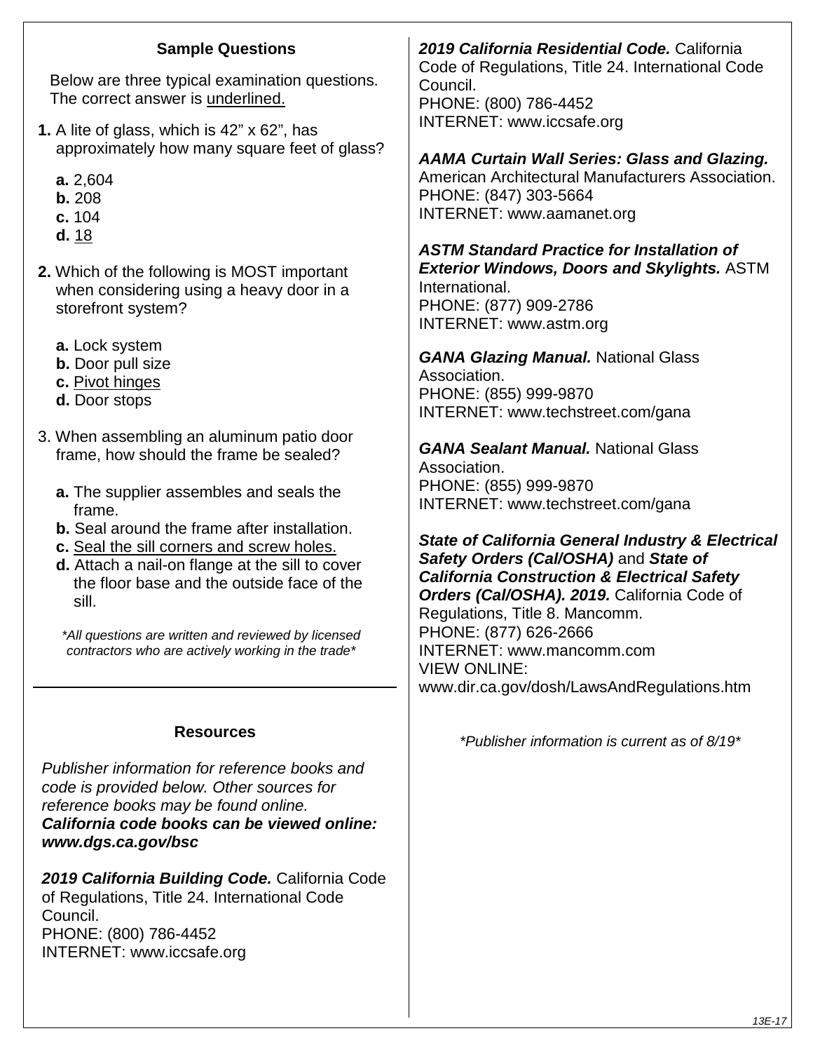## Sample Questions

Below are three typical examination questions. The correct answer is <u>underlined.</u>

**1.** A lite of glass, which is 42" x 62", has approximately how many square feet of glass?

- **a.** 2,604
- **b.** 208
- **c.** 104
- **d.** <u>18</u>

**2.** Which of the following is MOST important when considering using a heavy door in a storefront system?

- **a.** Lock system
- **b.** Door pull size
- **c.** <u>Pivot hinges</u>
- **d.** Door stops

3. When assembling an aluminum patio door frame, how should the frame be sealed?

- **a.** The supplier assembles and seals the frame.
- **b.** Seal around the frame after installation.
- **c.** <u>Seal the sill corners and screw holes.</u>
- **d.** Attach a nail-on flange at the sill to cover the floor base and the outside face of the sill.

*\*All questions are written and reviewed by licensed contractors who are actively working in the trade\**

## Resources

*Publisher information for reference books and code is provided below. Other sources for reference books may be found online.*
***California code books can be viewed online: www.dgs.ca.gov/bsc***

***2019 California Building Code.*** California Code of Regulations, Title 24. International Code Council.
PHONE: (800) 786-4452
INTERNET: www.iccsafe.org

***2019 California Residential Code.*** California Code of Regulations, Title 24. International Code Council.
PHONE: (800) 786-4452
INTERNET: www.iccsafe.org

***AAMA Curtain Wall Series: Glass and Glazing.*** American Architectural Manufacturers Association.
PHONE: (847) 303-5664
INTERNET: www.aamanet.org

***ASTM Standard Practice for Installation of Exterior Windows, Doors and Skylights.*** ASTM International.
PHONE: (877) 909-2786
INTERNET: www.astm.org

***GANA Glazing Manual.*** National Glass Association.
PHONE: (855) 999-9870
INTERNET: www.techstreet.com/gana

***GANA Sealant Manual.*** National Glass Association.
PHONE: (855) 999-9870
INTERNET: www.techstreet.com/gana

***State of California General Industry & Electrical Safety Orders (Cal/OSHA)*** and ***State of California Construction & Electrical Safety Orders (Cal/OSHA). 2019.*** California Code of Regulations, Title 8. Mancomm.
PHONE: (877) 626-2666
INTERNET: www.mancomm.com
VIEW ONLINE:
www.dir.ca.gov/dosh/LawsAndRegulations.htm

*\*Publisher information is current as of 8/19\**